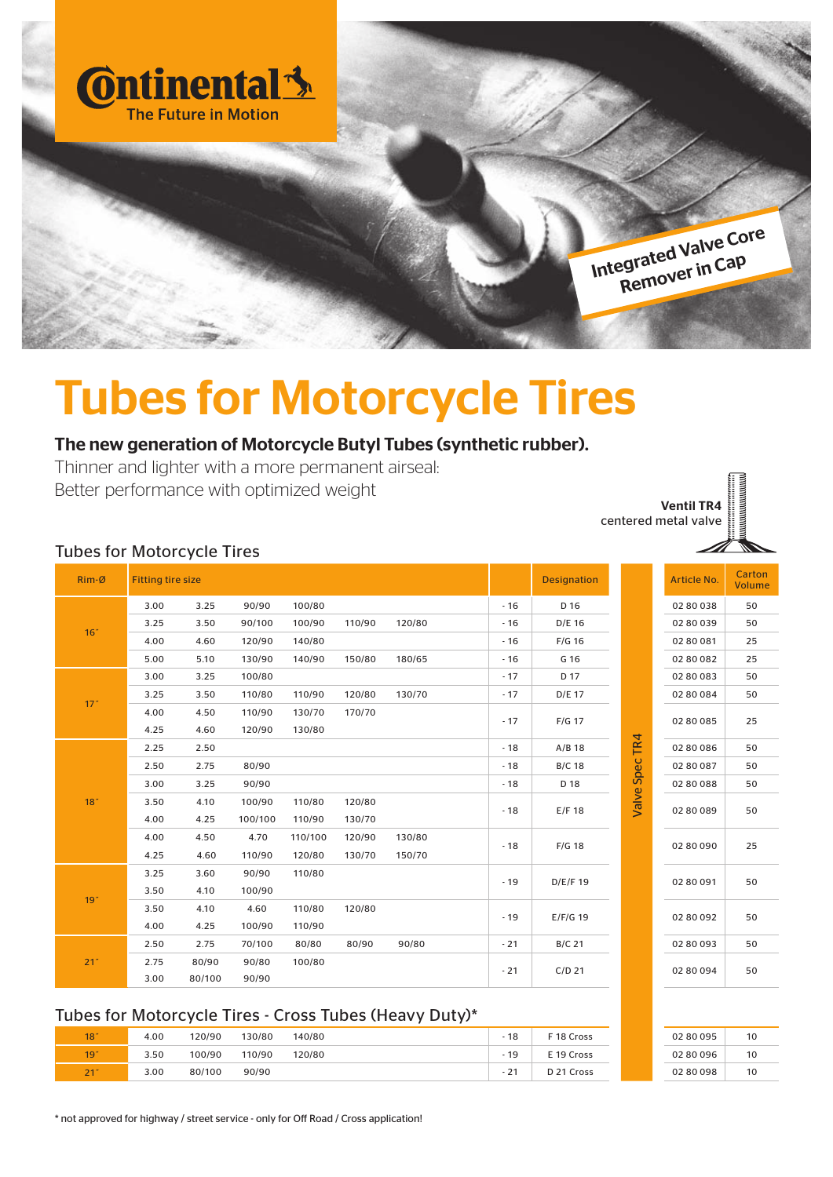Continental
The Future in Motion

Integrated Valve Core Remover in Cap

# Tubes for Motorcycle Tires

**The new generation of Motorcycle Butyl Tubes (synthetic rubber).**

Thinner and lighter with a more permanent airseal:
Better performance with optimized weight

**Ventil TR4**
centered metal valve

## Tubes for Motorcycle Tires

| Rim-Ø | Fitting tire size | | | | | | | Designation | | Article No. | Carton Volume |
|---|---|---|---|---|---|---|---|---|---|---|---|
| 16" | 3.00 | 3.25 | 90/90 | 100/80 | | | - 16 | D 16 | Valve Spec TR4 | 02 80 038 | 50 |
| | 3.25 | 3.50 | 90/100 | 100/90 | 110/90 | 120/80 | - 16 | D/E 16 | | 02 80 039 | 50 |
| | 4.00 | 4.60 | 120/90 | 140/80 | | | - 16 | F/G 16 | | 02 80 081 | 25 |
| | 5.00 | 5.10 | 130/90 | 140/90 | 150/80 | 180/65 | - 16 | G 16 | | 02 80 082 | 25 |
| 17" | 3.00 | 3.25 | 100/80 | | | | - 17 | D 17 | | 02 80 083 | 50 |
| | 3.25 | 3.50 | 110/80 | 110/90 | 120/80 | 130/70 | - 17 | D/E 17 | | 02 80 084 | 50 |
| | 4.00 | 4.50 | 110/90 | 130/70 | 170/70 | | - 17 | F/G 17 | | 02 80 085 | 25 |
| | 4.25 | 4.60 | 120/90 | 130/80 | | | | | | | |
| 18" | 2.25 | 2.50 | | | | | - 18 | A/B 18 | | 02 80 086 | 50 |
| | 2.50 | 2.75 | 80/90 | | | | - 18 | B/C 18 | | 02 80 087 | 50 |
| | 3.00 | 3.25 | 90/90 | | | | - 18 | D 18 | | 02 80 088 | 50 |
| | 3.50 | 4.10 | 100/90 | 110/80 | 120/80 | | - 18 | E/F 18 | | 02 80 089 | 50 |
| | 4.00 | 4.25 | 100/100 | 110/90 | 130/70 | | | | | | |
| | 4.00 | 4.50 | 4.70 | 110/100 | 120/90 | 130/80 | - 18 | F/G 18 | | 02 80 090 | 25 |
| | 4.25 | 4.60 | 110/90 | 120/80 | 130/70 | 150/70 | | | | | |
| 19" | 3.25 | 3.60 | 90/90 | 110/80 | | | - 19 | D/E/F 19 | | 02 80 091 | 50 |
| | 3.50 | 4.10 | 100/90 | | | | | | | | |
| | 3.50 | 4.10 | 4.60 | 110/80 | 120/80 | | - 19 | E/F/G 19 | | 02 80 092 | 50 |
| | 4.00 | 4.25 | 100/90 | 110/90 | | | | | | | |
| 21" | 2.50 | 2.75 | 70/100 | 80/80 | 80/90 | 90/80 | - 21 | B/C 21 | | 02 80 093 | 50 |
| | 2.75 | 80/90 | 90/80 | 100/80 | | | - 21 | C/D 21 | | 02 80 094 | 50 |
| | 3.00 | 80/100 | 90/90 | | | | | | | | |

## Tubes for Motorcycle Tires - Cross Tubes (Heavy Duty)*

| Rim-Ø | Fitting tire size | | | | | Designation | Article No. | Carton Volume |
|---|---|---|---|---|---|---|---|---|
| 18" | 4.00 | 120/90 | 130/80 | 140/80 | - 18 | F 18 Cross | 02 80 095 | 10 |
| 19" | 3.50 | 100/90 | 110/90 | 120/80 | - 19 | E 19 Cross | 02 80 096 | 10 |
| 21" | 3.00 | 80/100 | 90/90 | | - 21 | D 21 Cross | 02 80 098 | 10 |

* not approved for highway / street service - only for Off Road / Cross application!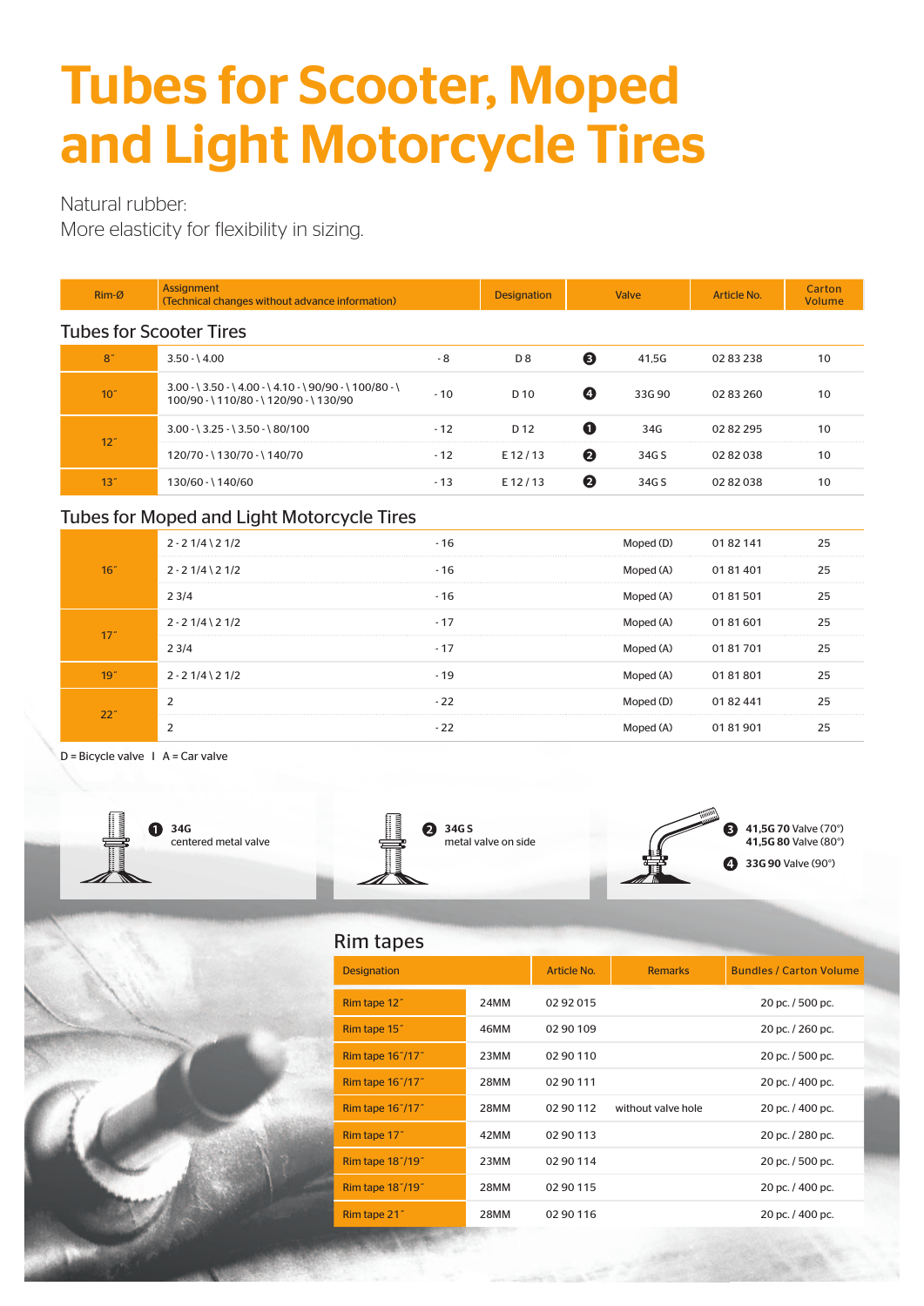# Tubes for Scooter, Moped and Light Motorcycle Tires

Natural rubber:
More elasticity for flexibility in sizing.

| Rim-Ø | Assignment (Technical changes without advance information) | | Designation | Valve | | Article No. | Carton Volume |
|---|---|---|---|---|---|---|---|
| **Tubes for Scooter Tires** | | | | | | | |
| 8″ | 3.50 - \ 4.00 | - 8 | D 8 | 3 | 41,5G | 02 83 238 | 10 |
| 10″ | 3.00 - \ 3.50 - \ 4.00 - \ 4.10 - \ 90/90 - \ 100/80 - \ 100/90 - \ 110/80 - \ 120/90 - \ 130/90 | - 10 | D 10 | 4 | 33G 90 | 02 83 260 | 10 |
| 12″ | 3.00 - \ 3.25 - \ 3.50 - \ 80/100 | - 12 | D 12 | 1 | 34G | 02 82 295 | 10 |
| | 120/70 - \ 130/70 - \ 140/70 | - 12 | E 12 / 13 | 2 | 34G S | 02 82 038 | 10 |
| 13″ | 130/60 - \ 140/60 | - 13 | E 12 / 13 | 2 | 34G S | 02 82 038 | 10 |
| **Tubes for Moped and Light Motorcycle Tires** | | | | | | | |
| 16″ | 2 - 2 1/4 \ 2 1/2 | - 16 | | | Moped (D) | 01 82 141 | 25 |
| | 2 - 2 1/4 \ 2 1/2 | - 16 | | | Moped (A) | 01 81 401 | 25 |
| | 2 3/4 | - 16 | | | Moped (A) | 01 81 501 | 25 |
| 17″ | 2 - 2 1/4 \ 2 1/2 | - 17 | | | Moped (A) | 01 81 601 | 25 |
| | 2 3/4 | - 17 | | | Moped (A) | 01 81 701 | 25 |
| 19″ | 2 - 2 1/4 \ 2 1/2 | - 19 | | | Moped (A) | 01 81 801 | 25 |
| 22″ | 2 | - 22 | | | Moped (D) | 01 82 441 | 25 |
| | 2 | - 22 | | | Moped (A) | 01 81 901 | 25 |

D = Bicycle valve I A = Car valve

1 **34G** centered metal valve

2 **34G S** metal valve on side

3 **41,5G 70** Valve (70°)
**41,5G 80** Valve (80°)

4 **33G 90** Valve (90°)

## Rim tapes

| Designation | | Article No. | Remarks | Bundles / Carton Volume |
|---|---|---|---|---|
| Rim tape 12″ | 24MM | 02 92 015 | | 20 pc. / 500 pc. |
| Rim tape 15″ | 46MM | 02 90 109 | | 20 pc. / 260 pc. |
| Rim tape 16″/17″ | 23MM | 02 90 110 | | 20 pc. / 500 pc. |
| Rim tape 16″/17″ | 28MM | 02 90 111 | | 20 pc. / 400 pc. |
| Rim tape 16″/17″ | 28MM | 02 90 112 | without valve hole | 20 pc. / 400 pc. |
| Rim tape 17″ | 42MM | 02 90 113 | | 20 pc. / 280 pc. |
| Rim tape 18″/19″ | 23MM | 02 90 114 | | 20 pc. / 500 pc. |
| Rim tape 18″/19″ | 28MM | 02 90 115 | | 20 pc. / 400 pc. |
| Rim tape 21″ | 28MM | 02 90 116 | | 20 pc. / 400 pc. |